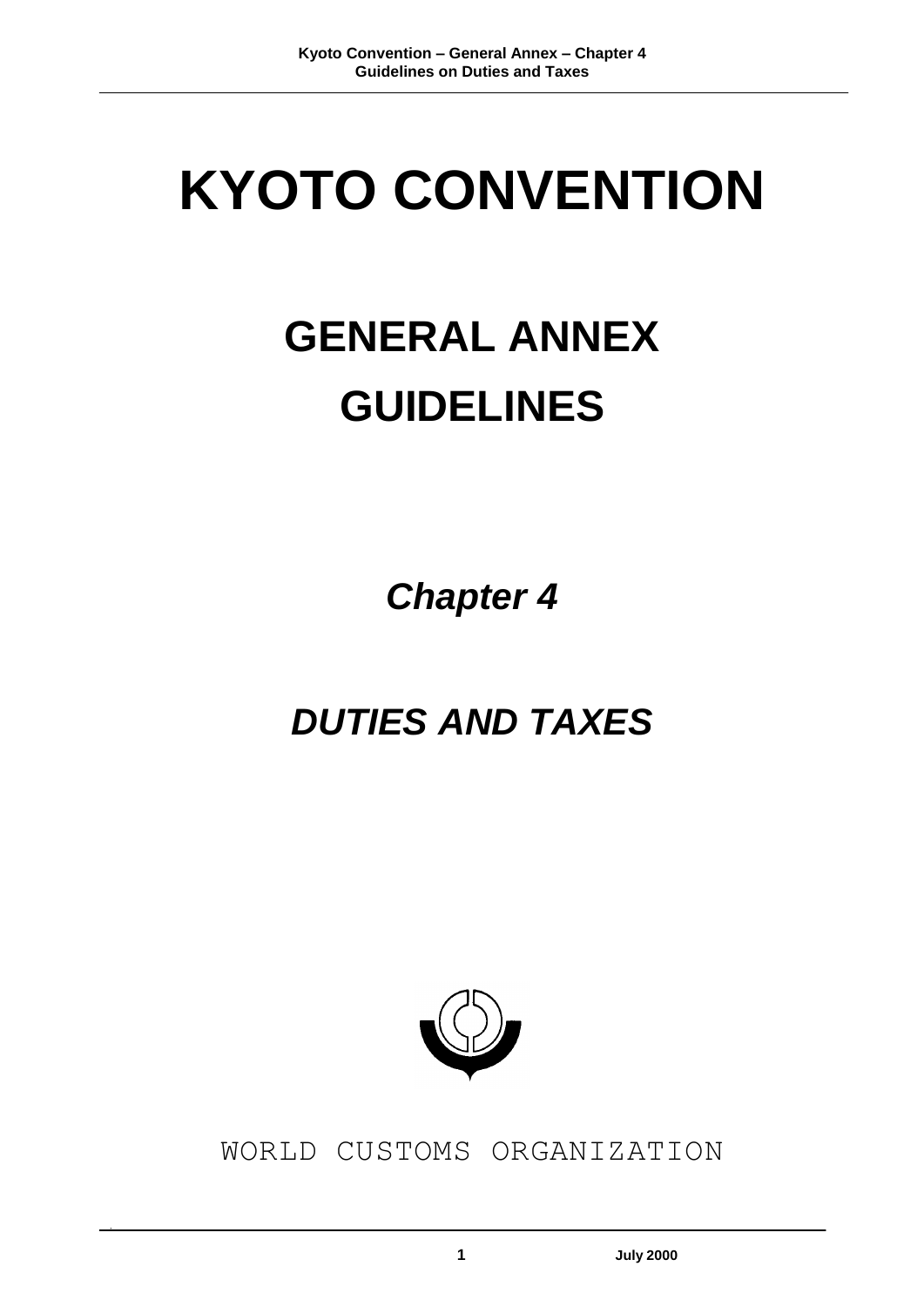# KYOTO CONVENTION

# GENERAL ANNEX GUIDELINES

## *Chapter 4*

## *DUTIES AND TAXES*

WORLD CUSTOMS ORGANIZATION

July 2000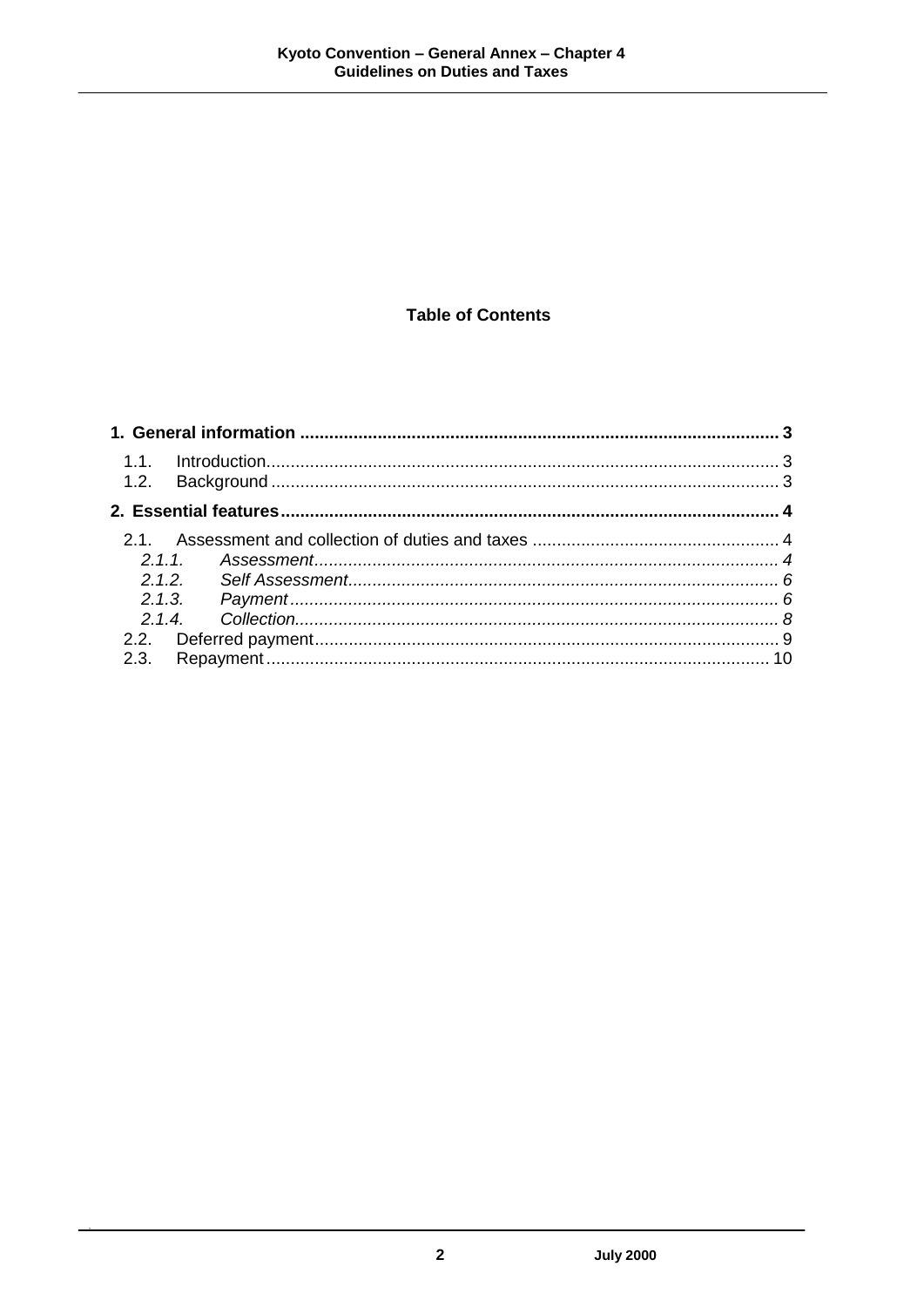## Table of Contents

**1. General information ... 3**

- 1.1. Introduction ... 3
- 1.2. Background ... 3

**2. Essential features ... 4**

- 2.1. Assessment and collection of duties and taxes ... 4
  - *2.1.1. Assessment ... 4*
  - *2.1.2. Self Assessment ... 6*
  - *2.1.3. Payment ... 6*
  - *2.1.4. Collection ... 8*
- 2.2. Deferred payment ... 9
- 2.3. Repayment ... 10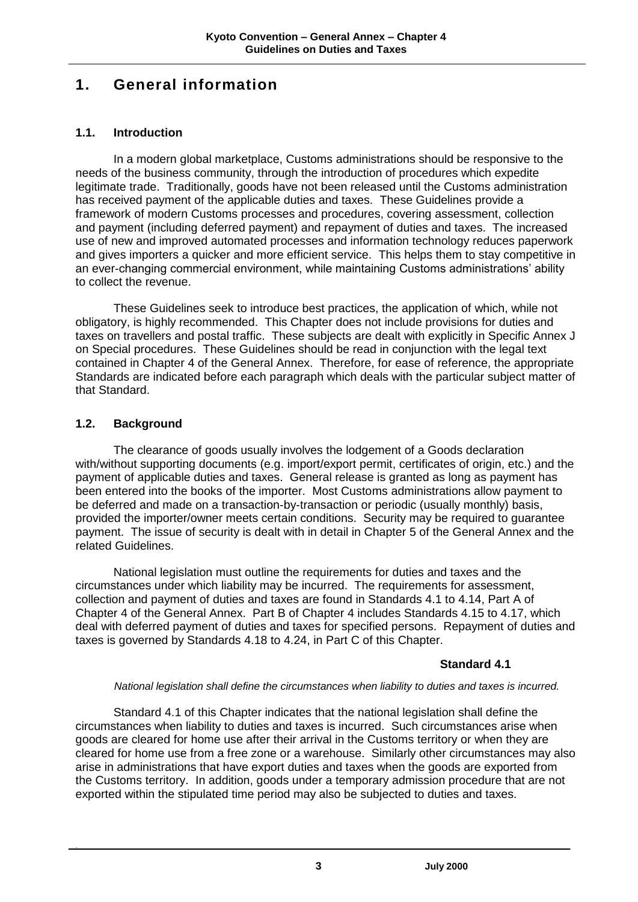# 1. General information

## 1.1. Introduction

In a modern global marketplace, Customs administrations should be responsive to the needs of the business community, through the introduction of procedures which expedite legitimate trade. Traditionally, goods have not been released until the Customs administration has received payment of the applicable duties and taxes. These Guidelines provide a framework of modern Customs processes and procedures, covering assessment, collection and payment (including deferred payment) and repayment of duties and taxes. The increased use of new and improved automated processes and information technology reduces paperwork and gives importers a quicker and more efficient service. This helps them to stay competitive in an ever-changing commercial environment, while maintaining Customs administrations' ability to collect the revenue.

These Guidelines seek to introduce best practices, the application of which, while not obligatory, is highly recommended. This Chapter does not include provisions for duties and taxes on travellers and postal traffic. These subjects are dealt with explicitly in Specific Annex J on Special procedures. These Guidelines should be read in conjunction with the legal text contained in Chapter 4 of the General Annex. Therefore, for ease of reference, the appropriate Standards are indicated before each paragraph which deals with the particular subject matter of that Standard.

## 1.2. Background

The clearance of goods usually involves the lodgement of a Goods declaration with/without supporting documents (e.g. import/export permit, certificates of origin, etc.) and the payment of applicable duties and taxes. General release is granted as long as payment has been entered into the books of the importer. Most Customs administrations allow payment to be deferred and made on a transaction-by-transaction or periodic (usually monthly) basis, provided the importer/owner meets certain conditions. Security may be required to guarantee payment. The issue of security is dealt with in detail in Chapter 5 of the General Annex and the related Guidelines.

National legislation must outline the requirements for duties and taxes and the circumstances under which liability may be incurred. The requirements for assessment, collection and payment of duties and taxes are found in Standards 4.1 to 4.14, Part A of Chapter 4 of the General Annex. Part B of Chapter 4 includes Standards 4.15 to 4.17, which deal with deferred payment of duties and taxes for specified persons. Repayment of duties and taxes is governed by Standards 4.18 to 4.24, in Part C of this Chapter.

**Standard 4.1**

*National legislation shall define the circumstances when liability to duties and taxes is incurred.*

Standard 4.1 of this Chapter indicates that the national legislation shall define the circumstances when liability to duties and taxes is incurred. Such circumstances arise when goods are cleared for home use after their arrival in the Customs territory or when they are cleared for home use from a free zone or a warehouse. Similarly other circumstances may also arise in administrations that have export duties and taxes when the goods are exported from the Customs territory. In addition, goods under a temporary admission procedure that are not exported within the stipulated time period may also be subjected to duties and taxes.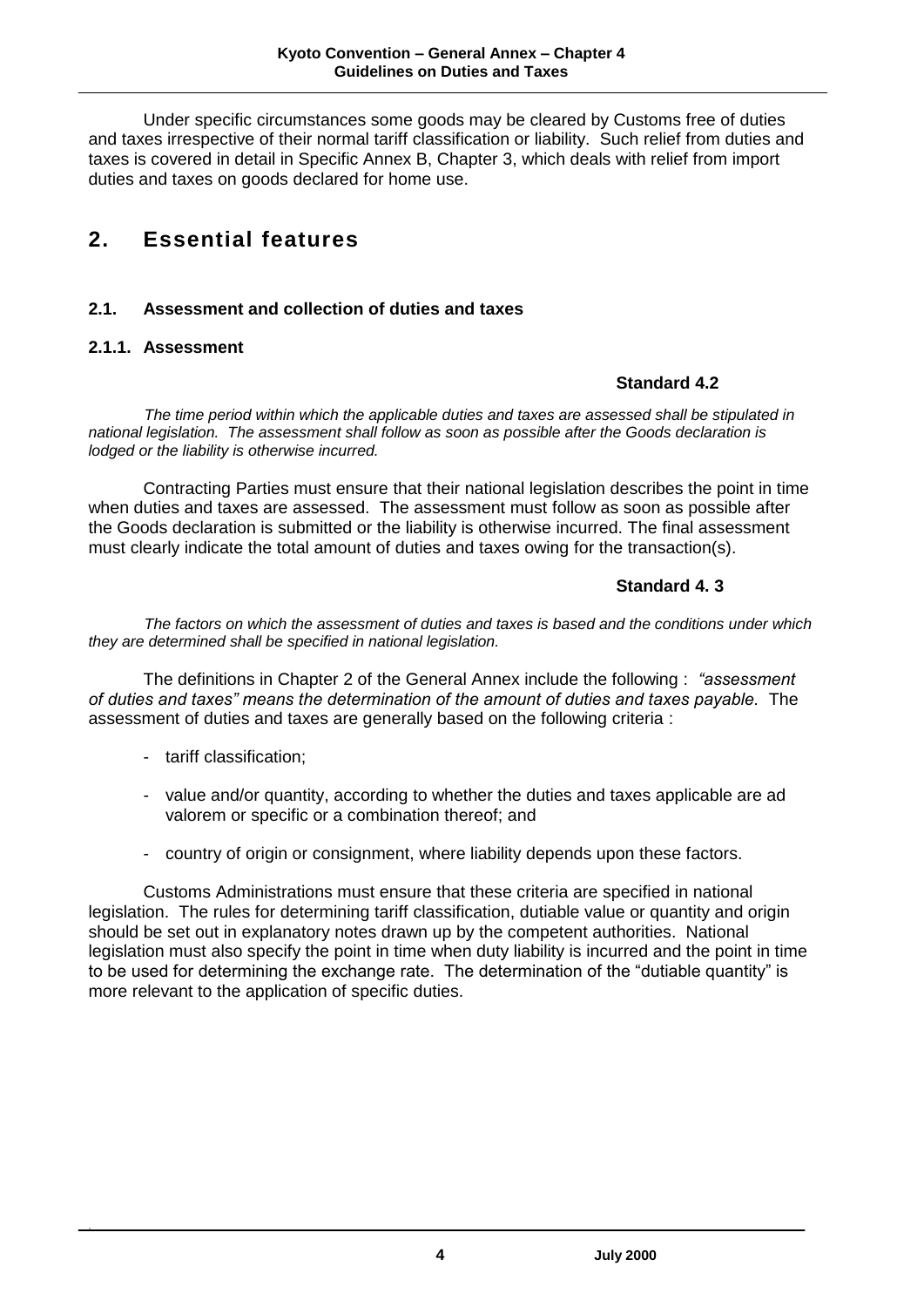Under specific circumstances some goods may be cleared by Customs free of duties and taxes irrespective of their normal tariff classification or liability. Such relief from duties and taxes is covered in detail in Specific Annex B, Chapter 3, which deals with relief from import duties and taxes on goods declared for home use.

## 2. Essential features

### 2.1. Assessment and collection of duties and taxes

#### 2.1.1. Assessment

**Standard 4.2**

*The time period within which the applicable duties and taxes are assessed shall be stipulated in national legislation. The assessment shall follow as soon as possible after the Goods declaration is lodged or the liability is otherwise incurred.*

Contracting Parties must ensure that their national legislation describes the point in time when duties and taxes are assessed. The assessment must follow as soon as possible after the Goods declaration is submitted or the liability is otherwise incurred. The final assessment must clearly indicate the total amount of duties and taxes owing for the transaction(s).

**Standard 4. 3**

*The factors on which the assessment of duties and taxes is based and the conditions under which they are determined shall be specified in national legislation.*

The definitions in Chapter 2 of the General Annex include the following : *"assessment of duties and taxes" means the determination of the amount of duties and taxes payable.* The assessment of duties and taxes are generally based on the following criteria :

- tariff classification;
- value and/or quantity, according to whether the duties and taxes applicable are ad valorem or specific or a combination thereof; and
- country of origin or consignment, where liability depends upon these factors.

Customs Administrations must ensure that these criteria are specified in national legislation. The rules for determining tariff classification, dutiable value or quantity and origin should be set out in explanatory notes drawn up by the competent authorities. National legislation must also specify the point in time when duty liability is incurred and the point in time to be used for determining the exchange rate. The determination of the "dutiable quantity" is more relevant to the application of specific duties.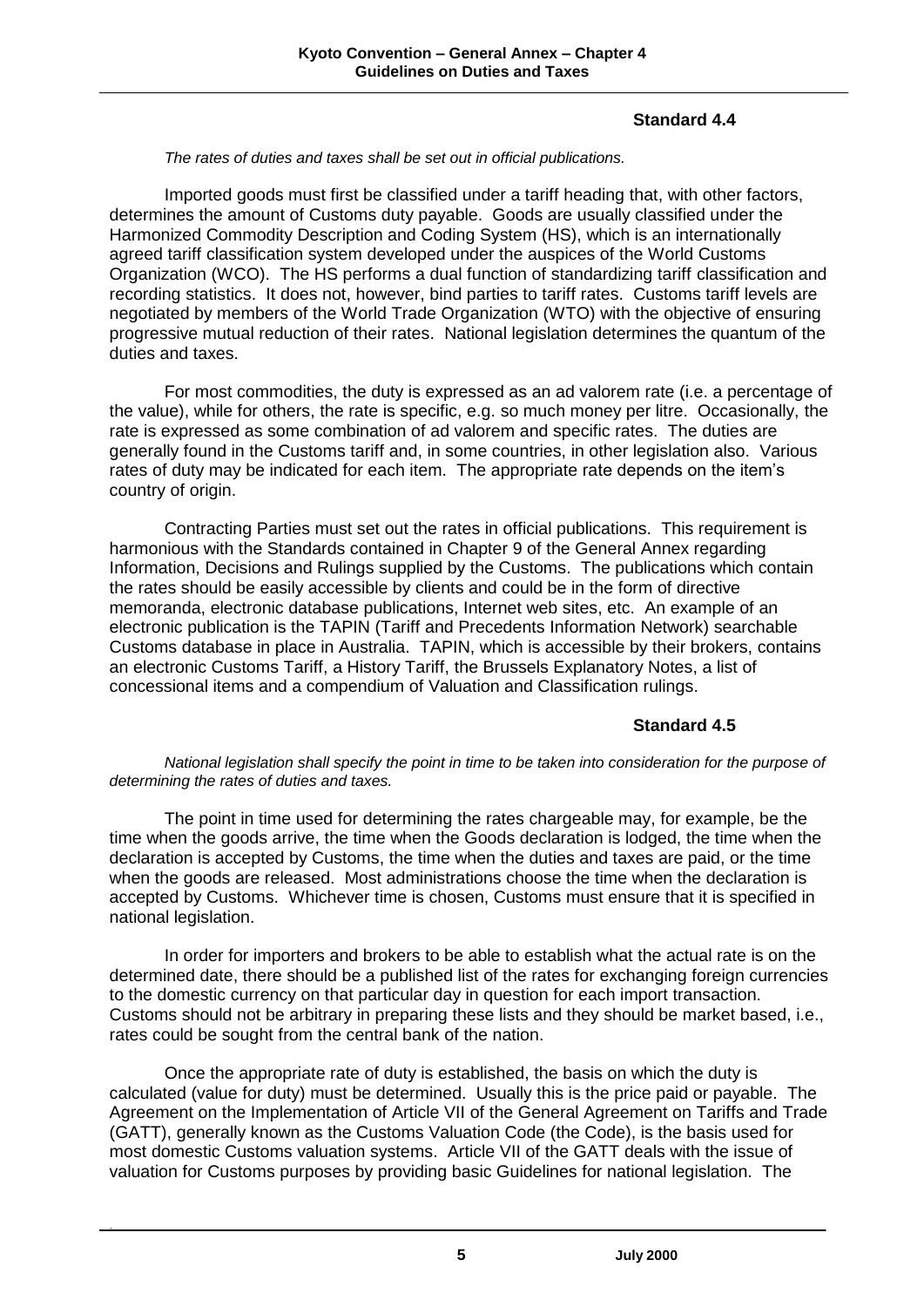### Standard 4.4

*The rates of duties and taxes shall be set out in official publications.*

Imported goods must first be classified under a tariff heading that, with other factors, determines the amount of Customs duty payable. Goods are usually classified under the Harmonized Commodity Description and Coding System (HS), which is an internationally agreed tariff classification system developed under the auspices of the World Customs Organization (WCO). The HS performs a dual function of standardizing tariff classification and recording statistics. It does not, however, bind parties to tariff rates. Customs tariff levels are negotiated by members of the World Trade Organization (WTO) with the objective of ensuring progressive mutual reduction of their rates. National legislation determines the quantum of the duties and taxes.

For most commodities, the duty is expressed as an ad valorem rate (i.e. a percentage of the value), while for others, the rate is specific, e.g. so much money per litre. Occasionally, the rate is expressed as some combination of ad valorem and specific rates. The duties are generally found in the Customs tariff and, in some countries, in other legislation also. Various rates of duty may be indicated for each item. The appropriate rate depends on the item's country of origin.

Contracting Parties must set out the rates in official publications. This requirement is harmonious with the Standards contained in Chapter 9 of the General Annex regarding Information, Decisions and Rulings supplied by the Customs. The publications which contain the rates should be easily accessible by clients and could be in the form of directive memoranda, electronic database publications, Internet web sites, etc. An example of an electronic publication is the TAPIN (Tariff and Precedents Information Network) searchable Customs database in place in Australia. TAPIN, which is accessible by their brokers, contains an electronic Customs Tariff, a History Tariff, the Brussels Explanatory Notes, a list of concessional items and a compendium of Valuation and Classification rulings.

### Standard 4.5

*National legislation shall specify the point in time to be taken into consideration for the purpose of determining the rates of duties and taxes.*

The point in time used for determining the rates chargeable may, for example, be the time when the goods arrive, the time when the Goods declaration is lodged, the time when the declaration is accepted by Customs, the time when the duties and taxes are paid, or the time when the goods are released. Most administrations choose the time when the declaration is accepted by Customs. Whichever time is chosen, Customs must ensure that it is specified in national legislation.

In order for importers and brokers to be able to establish what the actual rate is on the determined date, there should be a published list of the rates for exchanging foreign currencies to the domestic currency on that particular day in question for each import transaction. Customs should not be arbitrary in preparing these lists and they should be market based, i.e., rates could be sought from the central bank of the nation.

Once the appropriate rate of duty is established, the basis on which the duty is calculated (value for duty) must be determined. Usually this is the price paid or payable. The Agreement on the Implementation of Article VII of the General Agreement on Tariffs and Trade (GATT), generally known as the Customs Valuation Code (the Code), is the basis used for most domestic Customs valuation systems. Article VII of the GATT deals with the issue of valuation for Customs purposes by providing basic Guidelines for national legislation. The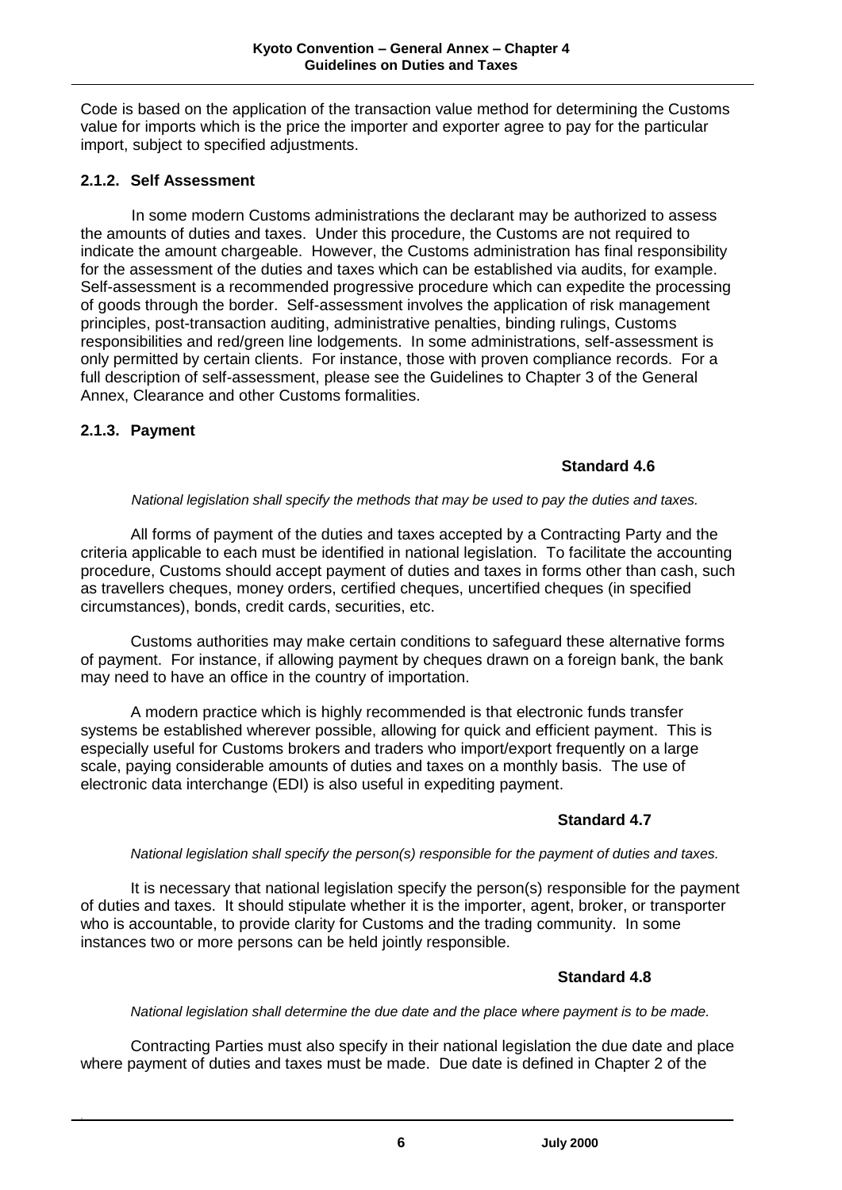Code is based on the application of the transaction value method for determining the Customs value for imports which is the price the importer and exporter agree to pay for the particular import, subject to specified adjustments.

### 2.1.2. Self Assessment

In some modern Customs administrations the declarant may be authorized to assess the amounts of duties and taxes. Under this procedure, the Customs are not required to indicate the amount chargeable. However, the Customs administration has final responsibility for the assessment of the duties and taxes which can be established via audits, for example. Self-assessment is a recommended progressive procedure which can expedite the processing of goods through the border. Self-assessment involves the application of risk management principles, post-transaction auditing, administrative penalties, binding rulings, Customs responsibilities and red/green line lodgements. In some administrations, self-assessment is only permitted by certain clients. For instance, those with proven compliance records. For a full description of self-assessment, please see the Guidelines to Chapter 3 of the General Annex, Clearance and other Customs formalities.

### 2.1.3. Payment

**Standard 4.6**

*National legislation shall specify the methods that may be used to pay the duties and taxes.*

All forms of payment of the duties and taxes accepted by a Contracting Party and the criteria applicable to each must be identified in national legislation. To facilitate the accounting procedure, Customs should accept payment of duties and taxes in forms other than cash, such as travellers cheques, money orders, certified cheques, uncertified cheques (in specified circumstances), bonds, credit cards, securities, etc.

Customs authorities may make certain conditions to safeguard these alternative forms of payment. For instance, if allowing payment by cheques drawn on a foreign bank, the bank may need to have an office in the country of importation.

A modern practice which is highly recommended is that electronic funds transfer systems be established wherever possible, allowing for quick and efficient payment. This is especially useful for Customs brokers and traders who import/export frequently on a large scale, paying considerable amounts of duties and taxes on a monthly basis. The use of electronic data interchange (EDI) is also useful in expediting payment.

**Standard 4.7**

*National legislation shall specify the person(s) responsible for the payment of duties and taxes.*

It is necessary that national legislation specify the person(s) responsible for the payment of duties and taxes. It should stipulate whether it is the importer, agent, broker, or transporter who is accountable, to provide clarity for Customs and the trading community. In some instances two or more persons can be held jointly responsible.

**Standard 4.8**

*National legislation shall determine the due date and the place where payment is to be made.*

Contracting Parties must also specify in their national legislation the due date and place where payment of duties and taxes must be made. Due date is defined in Chapter 2 of the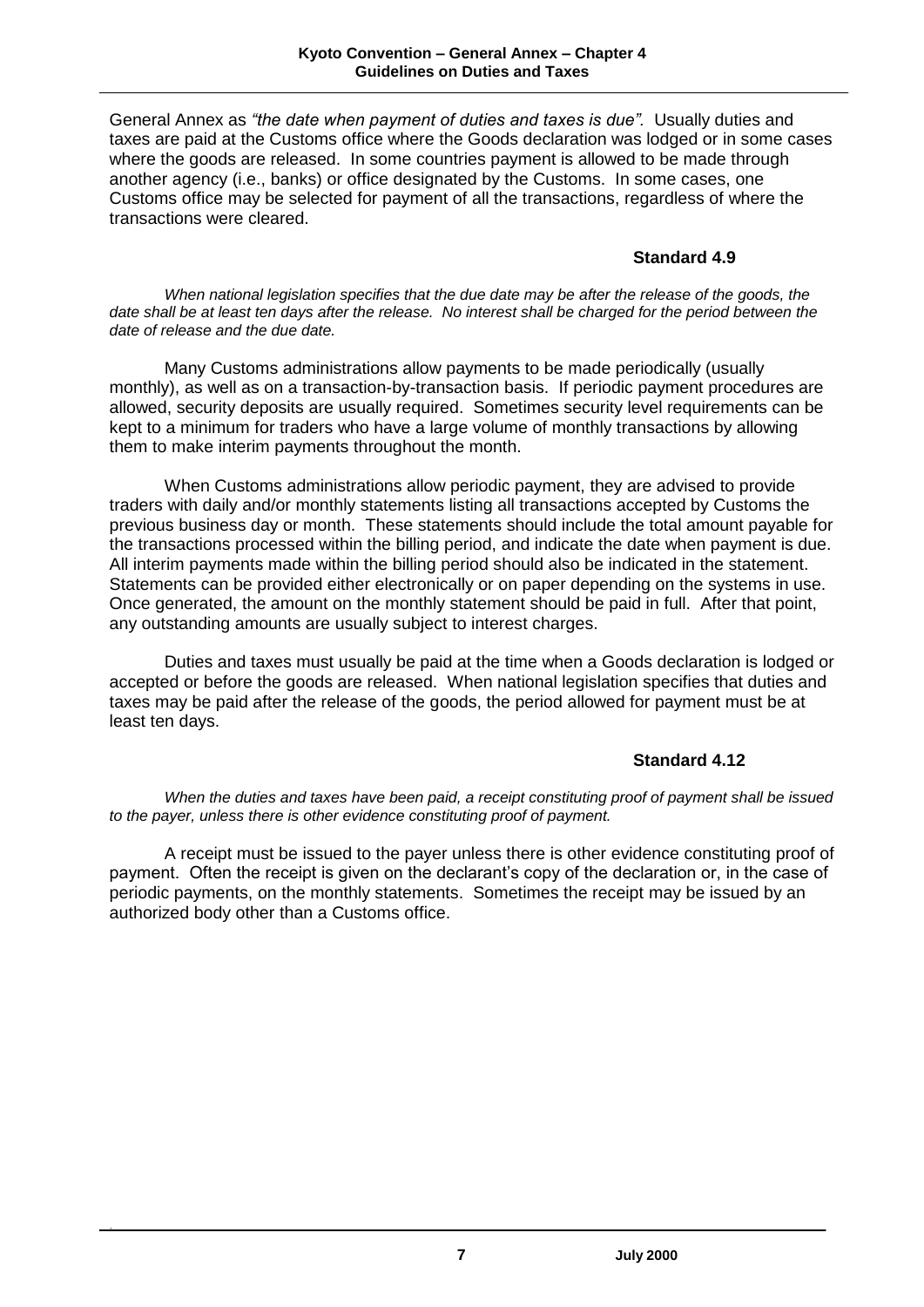General Annex as *"the date when payment of duties and taxes is due".* Usually duties and taxes are paid at the Customs office where the Goods declaration was lodged or in some cases where the goods are released. In some countries payment is allowed to be made through another agency (i.e., banks) or office designated by the Customs. In some cases, one Customs office may be selected for payment of all the transactions, regardless of where the transactions were cleared.

**Standard 4.9**

*When national legislation specifies that the due date may be after the release of the goods, the date shall be at least ten days after the release. No interest shall be charged for the period between the date of release and the due date.*

Many Customs administrations allow payments to be made periodically (usually monthly), as well as on a transaction-by-transaction basis. If periodic payment procedures are allowed, security deposits are usually required. Sometimes security level requirements can be kept to a minimum for traders who have a large volume of monthly transactions by allowing them to make interim payments throughout the month.

When Customs administrations allow periodic payment, they are advised to provide traders with daily and/or monthly statements listing all transactions accepted by Customs the previous business day or month. These statements should include the total amount payable for the transactions processed within the billing period, and indicate the date when payment is due. All interim payments made within the billing period should also be indicated in the statement. Statements can be provided either electronically or on paper depending on the systems in use. Once generated, the amount on the monthly statement should be paid in full. After that point, any outstanding amounts are usually subject to interest charges.

Duties and taxes must usually be paid at the time when a Goods declaration is lodged or accepted or before the goods are released. When national legislation specifies that duties and taxes may be paid after the release of the goods, the period allowed for payment must be at least ten days.

**Standard 4.12**

*When the duties and taxes have been paid, a receipt constituting proof of payment shall be issued to the payer, unless there is other evidence constituting proof of payment.*

A receipt must be issued to the payer unless there is other evidence constituting proof of payment. Often the receipt is given on the declarant's copy of the declaration or, in the case of periodic payments, on the monthly statements. Sometimes the receipt may be issued by an authorized body other than a Customs office.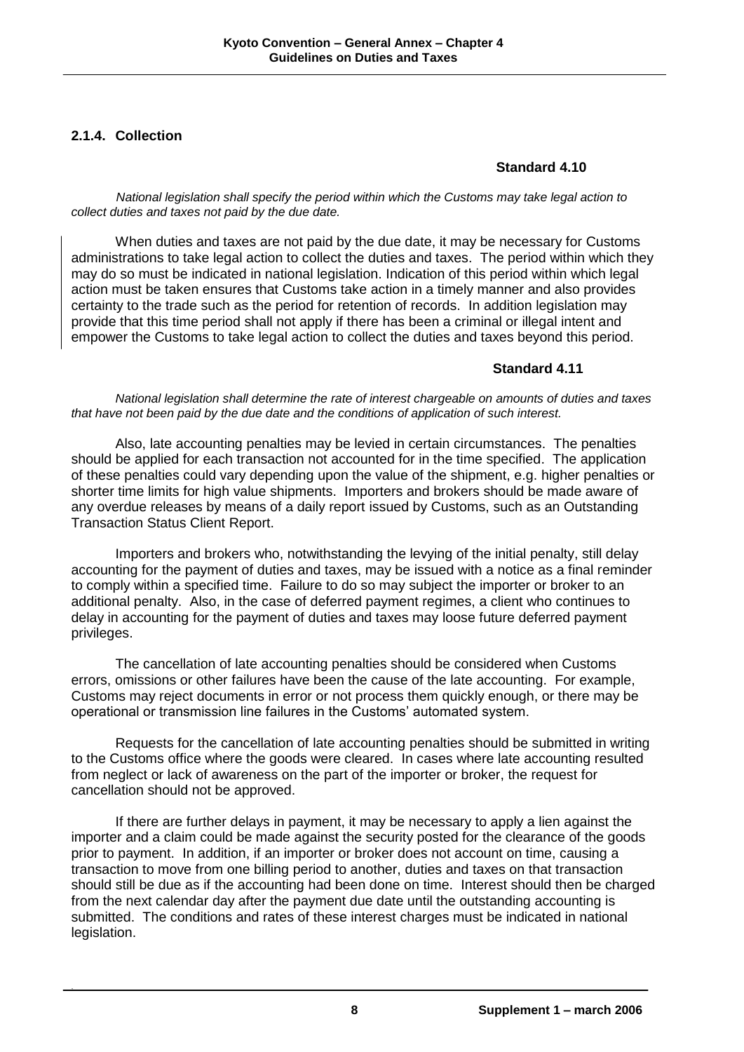### 2.1.4. Collection

**Standard 4.10**

*National legislation shall specify the period within which the Customs may take legal action to collect duties and taxes not paid by the due date.*

When duties and taxes are not paid by the due date, it may be necessary for Customs administrations to take legal action to collect the duties and taxes. The period within which they may do so must be indicated in national legislation. Indication of this period within which legal action must be taken ensures that Customs take action in a timely manner and also provides certainty to the trade such as the period for retention of records. In addition legislation may provide that this time period shall not apply if there has been a criminal or illegal intent and empower the Customs to take legal action to collect the duties and taxes beyond this period.

**Standard 4.11**

*National legislation shall determine the rate of interest chargeable on amounts of duties and taxes that have not been paid by the due date and the conditions of application of such interest.*

Also, late accounting penalties may be levied in certain circumstances. The penalties should be applied for each transaction not accounted for in the time specified. The application of these penalties could vary depending upon the value of the shipment, e.g. higher penalties or shorter time limits for high value shipments. Importers and brokers should be made aware of any overdue releases by means of a daily report issued by Customs, such as an Outstanding Transaction Status Client Report.

Importers and brokers who, notwithstanding the levying of the initial penalty, still delay accounting for the payment of duties and taxes, may be issued with a notice as a final reminder to comply within a specified time. Failure to do so may subject the importer or broker to an additional penalty. Also, in the case of deferred payment regimes, a client who continues to delay in accounting for the payment of duties and taxes may loose future deferred payment privileges.

The cancellation of late accounting penalties should be considered when Customs errors, omissions or other failures have been the cause of the late accounting. For example, Customs may reject documents in error or not process them quickly enough, or there may be operational or transmission line failures in the Customs' automated system.

Requests for the cancellation of late accounting penalties should be submitted in writing to the Customs office where the goods were cleared. In cases where late accounting resulted from neglect or lack of awareness on the part of the importer or broker, the request for cancellation should not be approved.

If there are further delays in payment, it may be necessary to apply a lien against the importer and a claim could be made against the security posted for the clearance of the goods prior to payment. In addition, if an importer or broker does not account on time, causing a transaction to move from one billing period to another, duties and taxes on that transaction should still be due as if the accounting had been done on time. Interest should then be charged from the next calendar day after the payment due date until the outstanding accounting is submitted. The conditions and rates of these interest charges must be indicated in national legislation.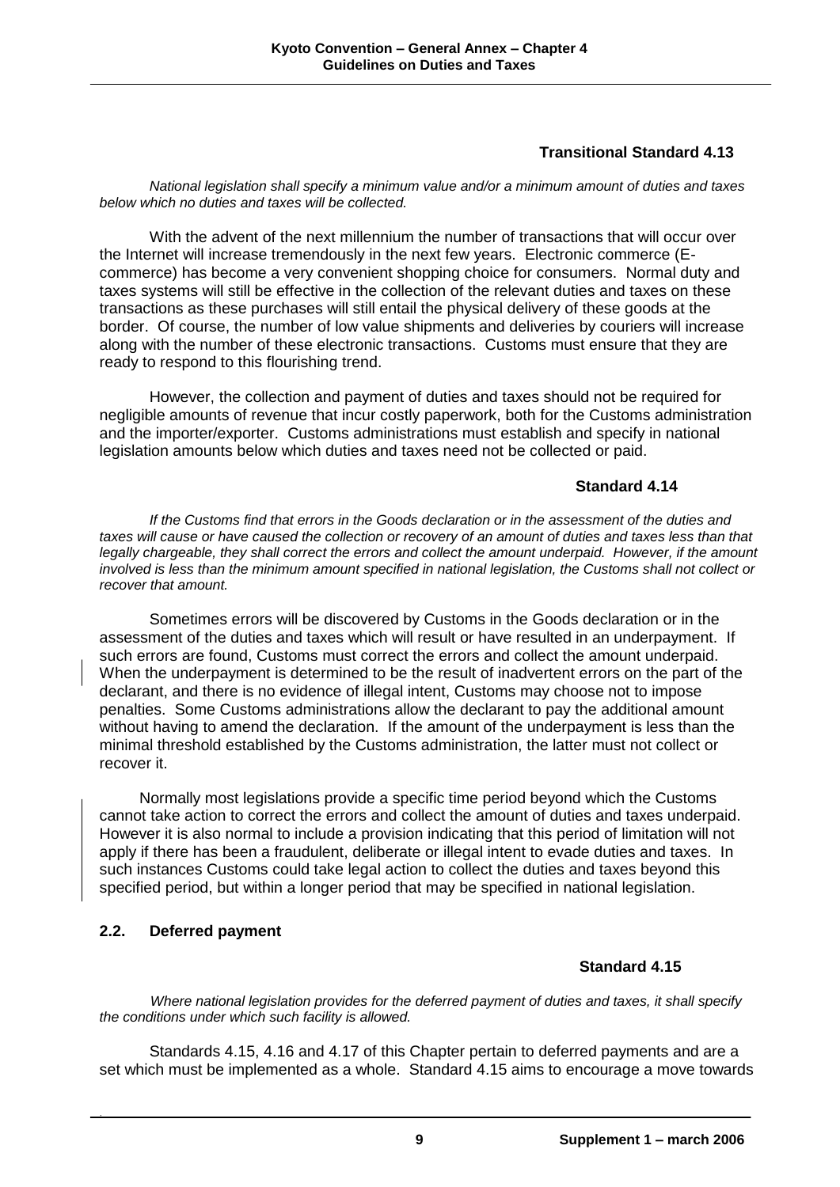**Transitional Standard 4.13**

*National legislation shall specify a minimum value and/or a minimum amount of duties and taxes below which no duties and taxes will be collected.*

With the advent of the next millennium the number of transactions that will occur over the Internet will increase tremendously in the next few years. Electronic commerce (E-commerce) has become a very convenient shopping choice for consumers. Normal duty and taxes systems will still be effective in the collection of the relevant duties and taxes on these transactions as these purchases will still entail the physical delivery of these goods at the border. Of course, the number of low value shipments and deliveries by couriers will increase along with the number of these electronic transactions. Customs must ensure that they are ready to respond to this flourishing trend.

However, the collection and payment of duties and taxes should not be required for negligible amounts of revenue that incur costly paperwork, both for the Customs administration and the importer/exporter. Customs administrations must establish and specify in national legislation amounts below which duties and taxes need not be collected or paid.

**Standard 4.14**

*If the Customs find that errors in the Goods declaration or in the assessment of the duties and taxes will cause or have caused the collection or recovery of an amount of duties and taxes less than that legally chargeable, they shall correct the errors and collect the amount underpaid. However, if the amount involved is less than the minimum amount specified in national legislation, the Customs shall not collect or recover that amount.*

Sometimes errors will be discovered by Customs in the Goods declaration or in the assessment of the duties and taxes which will result or have resulted in an underpayment. If such errors are found, Customs must correct the errors and collect the amount underpaid. When the underpayment is determined to be the result of inadvertent errors on the part of the declarant, and there is no evidence of illegal intent, Customs may choose not to impose penalties. Some Customs administrations allow the declarant to pay the additional amount without having to amend the declaration. If the amount of the underpayment is less than the minimal threshold established by the Customs administration, the latter must not collect or recover it.

Normally most legislations provide a specific time period beyond which the Customs cannot take action to correct the errors and collect the amount of duties and taxes underpaid. However it is also normal to include a provision indicating that this period of limitation will not apply if there has been a fraudulent, deliberate or illegal intent to evade duties and taxes. In such instances Customs could take legal action to collect the duties and taxes beyond this specified period, but within a longer period that may be specified in national legislation.

## 2.2. Deferred payment

**Standard 4.15**

*Where national legislation provides for the deferred payment of duties and taxes, it shall specify the conditions under which such facility is allowed.*

Standards 4.15, 4.16 and 4.17 of this Chapter pertain to deferred payments and are a set which must be implemented as a whole. Standard 4.15 aims to encourage a move towards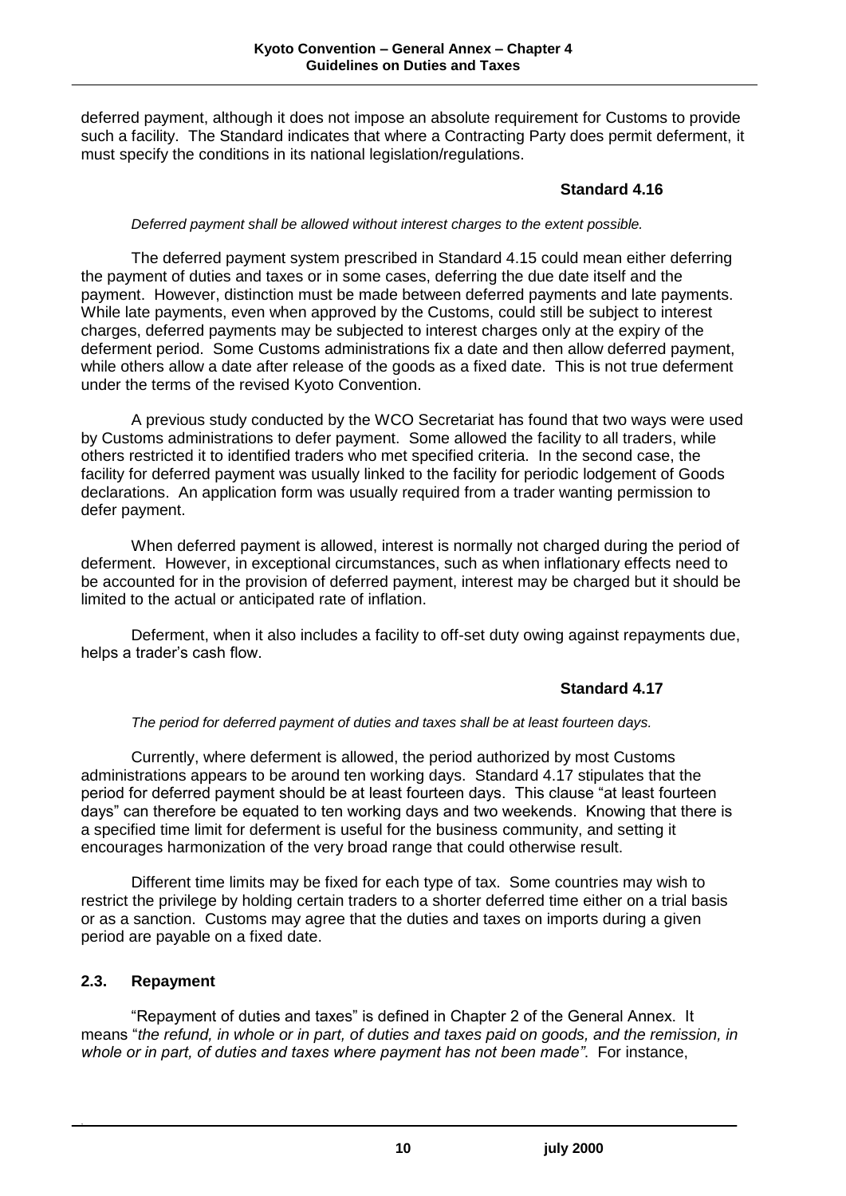deferred payment, although it does not impose an absolute requirement for Customs to provide such a facility. The Standard indicates that where a Contracting Party does permit deferment, it must specify the conditions in its national legislation/regulations.

**Standard 4.16**

*Deferred payment shall be allowed without interest charges to the extent possible.*

The deferred payment system prescribed in Standard 4.15 could mean either deferring the payment of duties and taxes or in some cases, deferring the due date itself and the payment. However, distinction must be made between deferred payments and late payments. While late payments, even when approved by the Customs, could still be subject to interest charges, deferred payments may be subjected to interest charges only at the expiry of the deferment period. Some Customs administrations fix a date and then allow deferred payment, while others allow a date after release of the goods as a fixed date. This is not true deferment under the terms of the revised Kyoto Convention.

A previous study conducted by the WCO Secretariat has found that two ways were used by Customs administrations to defer payment. Some allowed the facility to all traders, while others restricted it to identified traders who met specified criteria. In the second case, the facility for deferred payment was usually linked to the facility for periodic lodgement of Goods declarations. An application form was usually required from a trader wanting permission to defer payment.

When deferred payment is allowed, interest is normally not charged during the period of deferment. However, in exceptional circumstances, such as when inflationary effects need to be accounted for in the provision of deferred payment, interest may be charged but it should be limited to the actual or anticipated rate of inflation.

Deferment, when it also includes a facility to off-set duty owing against repayments due, helps a trader's cash flow.

**Standard 4.17**

*The period for deferred payment of duties and taxes shall be at least fourteen days.*

Currently, where deferment is allowed, the period authorized by most Customs administrations appears to be around ten working days. Standard 4.17 stipulates that the period for deferred payment should be at least fourteen days. This clause "at least fourteen days" can therefore be equated to ten working days and two weekends. Knowing that there is a specified time limit for deferment is useful for the business community, and setting it encourages harmonization of the very broad range that could otherwise result.

Different time limits may be fixed for each type of tax. Some countries may wish to restrict the privilege by holding certain traders to a shorter deferred time either on a trial basis or as a sanction. Customs may agree that the duties and taxes on imports during a given period are payable on a fixed date.

## 2.3. Repayment

"Repayment of duties and taxes" is defined in Chapter 2 of the General Annex. It means "*the refund, in whole or in part, of duties and taxes paid on goods, and the remission, in whole or in part, of duties and taxes where payment has not been made"*. For instance,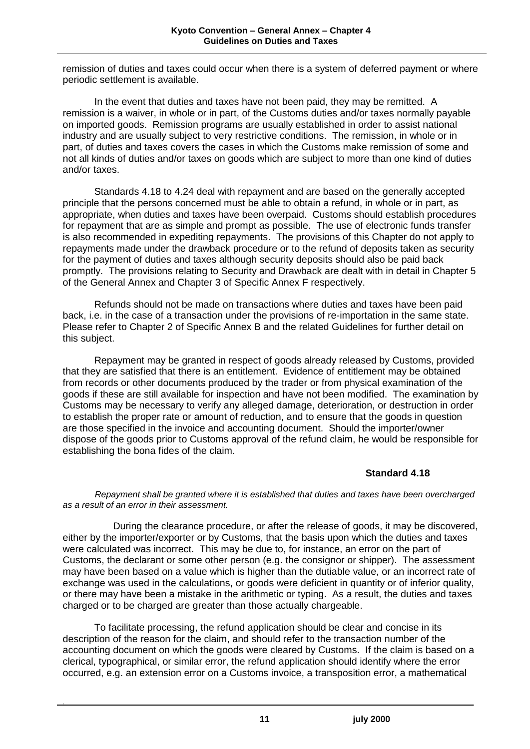remission of duties and taxes could occur when there is a system of deferred payment or where periodic settlement is available.

In the event that duties and taxes have not been paid, they may be remitted. A remission is a waiver, in whole or in part, of the Customs duties and/or taxes normally payable on imported goods. Remission programs are usually established in order to assist national industry and are usually subject to very restrictive conditions. The remission, in whole or in part, of duties and taxes covers the cases in which the Customs make remission of some and not all kinds of duties and/or taxes on goods which are subject to more than one kind of duties and/or taxes.

Standards 4.18 to 4.24 deal with repayment and are based on the generally accepted principle that the persons concerned must be able to obtain a refund, in whole or in part, as appropriate, when duties and taxes have been overpaid. Customs should establish procedures for repayment that are as simple and prompt as possible. The use of electronic funds transfer is also recommended in expediting repayments. The provisions of this Chapter do not apply to repayments made under the drawback procedure or to the refund of deposits taken as security for the payment of duties and taxes although security deposits should also be paid back promptly. The provisions relating to Security and Drawback are dealt with in detail in Chapter 5 of the General Annex and Chapter 3 of Specific Annex F respectively.

Refunds should not be made on transactions where duties and taxes have been paid back, i.e. in the case of a transaction under the provisions of re-importation in the same state. Please refer to Chapter 2 of Specific Annex B and the related Guidelines for further detail on this subject.

Repayment may be granted in respect of goods already released by Customs, provided that they are satisfied that there is an entitlement. Evidence of entitlement may be obtained from records or other documents produced by the trader or from physical examination of the goods if these are still available for inspection and have not been modified. The examination by Customs may be necessary to verify any alleged damage, deterioration, or destruction in order to establish the proper rate or amount of reduction, and to ensure that the goods in question are those specified in the invoice and accounting document. Should the importer/owner dispose of the goods prior to Customs approval of the refund claim, he would be responsible for establishing the bona fides of the claim.

**Standard 4.18**

*Repayment shall be granted where it is established that duties and taxes have been overcharged as a result of an error in their assessment.*

During the clearance procedure, or after the release of goods, it may be discovered, either by the importer/exporter or by Customs, that the basis upon which the duties and taxes were calculated was incorrect. This may be due to, for instance, an error on the part of Customs, the declarant or some other person (e.g. the consignor or shipper). The assessment may have been based on a value which is higher than the dutiable value, or an incorrect rate of exchange was used in the calculations, or goods were deficient in quantity or of inferior quality, or there may have been a mistake in the arithmetic or typing. As a result, the duties and taxes charged or to be charged are greater than those actually chargeable.

To facilitate processing, the refund application should be clear and concise in its description of the reason for the claim, and should refer to the transaction number of the accounting document on which the goods were cleared by Customs. If the claim is based on a clerical, typographical, or similar error, the refund application should identify where the error occurred, e.g. an extension error on a Customs invoice, a transposition error, a mathematical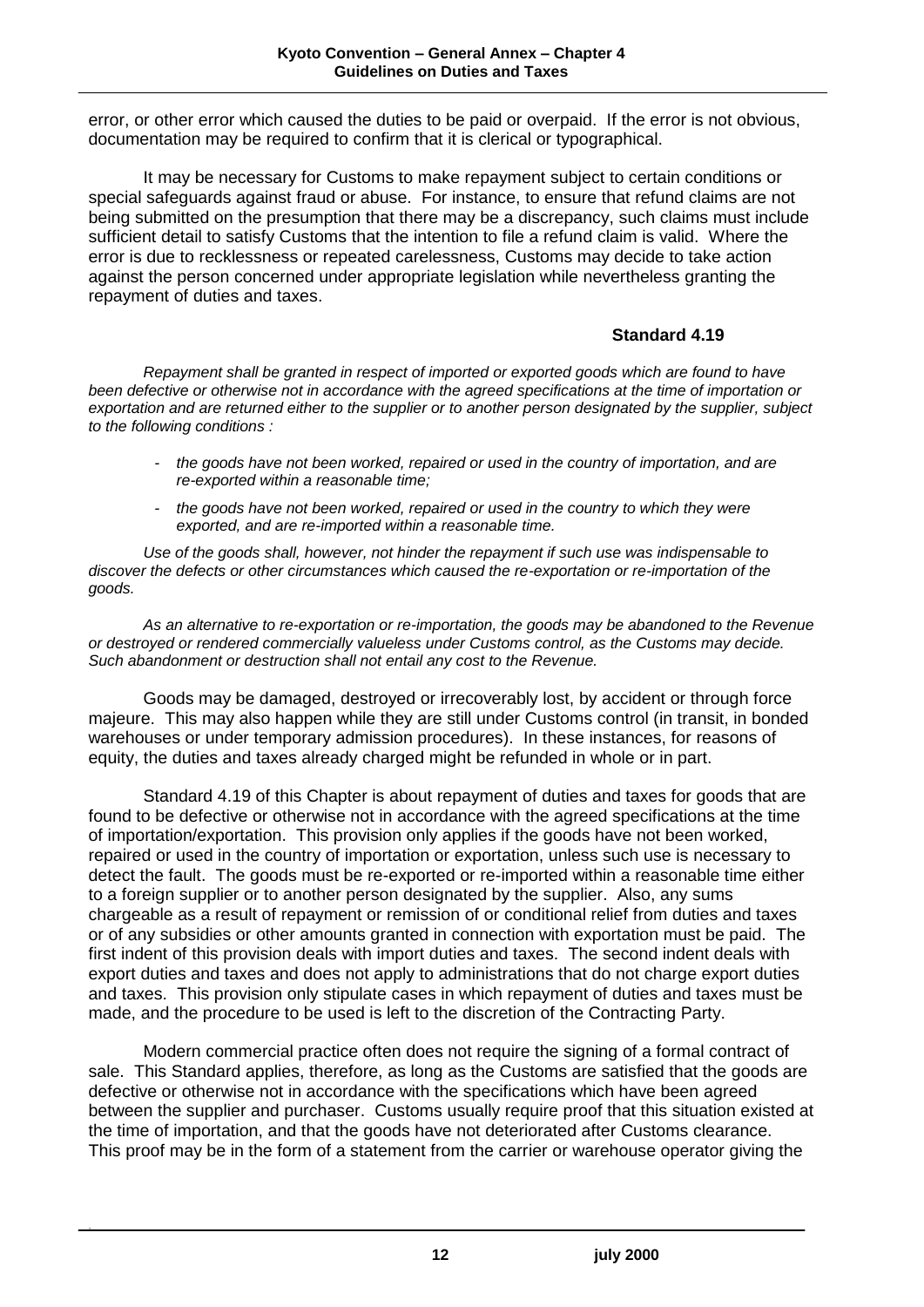error, or other error which caused the duties to be paid or overpaid. If the error is not obvious, documentation may be required to confirm that it is clerical or typographical.

It may be necessary for Customs to make repayment subject to certain conditions or special safeguards against fraud or abuse. For instance, to ensure that refund claims are not being submitted on the presumption that there may be a discrepancy, such claims must include sufficient detail to satisfy Customs that the intention to file a refund claim is valid. Where the error is due to recklessness or repeated carelessness, Customs may decide to take action against the person concerned under appropriate legislation while nevertheless granting the repayment of duties and taxes.

**Standard 4.19**

*Repayment shall be granted in respect of imported or exported goods which are found to have been defective or otherwise not in accordance with the agreed specifications at the time of importation or exportation and are returned either to the supplier or to another person designated by the supplier, subject to the following conditions :*

- *the goods have not been worked, repaired or used in the country of importation, and are re-exported within a reasonable time;*
- *the goods have not been worked, repaired or used in the country to which they were exported, and are re-imported within a reasonable time.*

*Use of the goods shall, however, not hinder the repayment if such use was indispensable to discover the defects or other circumstances which caused the re-exportation or re-importation of the goods.*

*As an alternative to re-exportation or re-importation, the goods may be abandoned to the Revenue or destroyed or rendered commercially valueless under Customs control, as the Customs may decide. Such abandonment or destruction shall not entail any cost to the Revenue.*

Goods may be damaged, destroyed or irrecoverably lost, by accident or through force majeure. This may also happen while they are still under Customs control (in transit, in bonded warehouses or under temporary admission procedures). In these instances, for reasons of equity, the duties and taxes already charged might be refunded in whole or in part.

Standard 4.19 of this Chapter is about repayment of duties and taxes for goods that are found to be defective or otherwise not in accordance with the agreed specifications at the time of importation/exportation. This provision only applies if the goods have not been worked, repaired or used in the country of importation or exportation, unless such use is necessary to detect the fault. The goods must be re-exported or re-imported within a reasonable time either to a foreign supplier or to another person designated by the supplier. Also, any sums chargeable as a result of repayment or remission of or conditional relief from duties and taxes or of any subsidies or other amounts granted in connection with exportation must be paid. The first indent of this provision deals with import duties and taxes. The second indent deals with export duties and taxes and does not apply to administrations that do not charge export duties and taxes. This provision only stipulate cases in which repayment of duties and taxes must be made, and the procedure to be used is left to the discretion of the Contracting Party.

Modern commercial practice often does not require the signing of a formal contract of sale. This Standard applies, therefore, as long as the Customs are satisfied that the goods are defective or otherwise not in accordance with the specifications which have been agreed between the supplier and purchaser. Customs usually require proof that this situation existed at the time of importation, and that the goods have not deteriorated after Customs clearance. This proof may be in the form of a statement from the carrier or warehouse operator giving the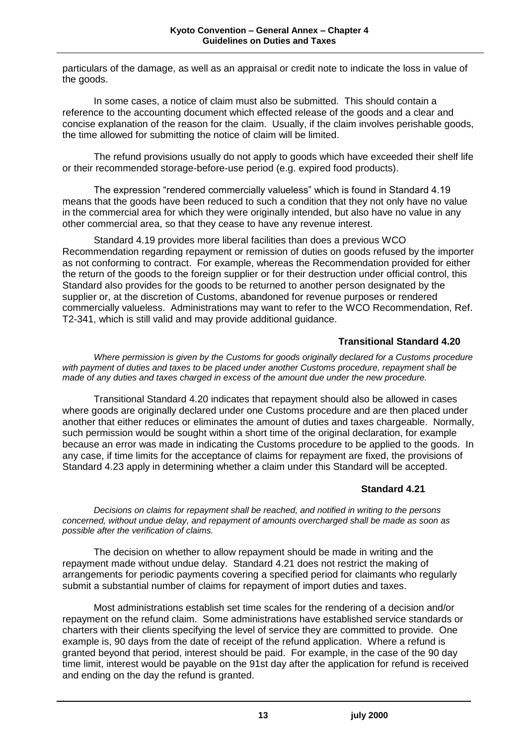particulars of the damage, as well as an appraisal or credit note to indicate the loss in value of the goods.

In some cases, a notice of claim must also be submitted. This should contain a reference to the accounting document which effected release of the goods and a clear and concise explanation of the reason for the claim. Usually, if the claim involves perishable goods, the time allowed for submitting the notice of claim will be limited.

The refund provisions usually do not apply to goods which have exceeded their shelf life or their recommended storage-before-use period (e.g. expired food products).

The expression "rendered commercially valueless" which is found in Standard 4.19 means that the goods have been reduced to such a condition that they not only have no value in the commercial area for which they were originally intended, but also have no value in any other commercial area, so that they cease to have any revenue interest.

Standard 4.19 provides more liberal facilities than does a previous WCO Recommendation regarding repayment or remission of duties on goods refused by the importer as not conforming to contract. For example, whereas the Recommendation provided for either the return of the goods to the foreign supplier or for their destruction under official control, this Standard also provides for the goods to be returned to another person designated by the supplier or, at the discretion of Customs, abandoned for revenue purposes or rendered commercially valueless. Administrations may want to refer to the WCO Recommendation, Ref. T2-341, which is still valid and may provide additional guidance.

### Transitional Standard 4.20

*Where permission is given by the Customs for goods originally declared for a Customs procedure with payment of duties and taxes to be placed under another Customs procedure, repayment shall be made of any duties and taxes charged in excess of the amount due under the new procedure.*

Transitional Standard 4.20 indicates that repayment should also be allowed in cases where goods are originally declared under one Customs procedure and are then placed under another that either reduces or eliminates the amount of duties and taxes chargeable. Normally, such permission would be sought within a short time of the original declaration, for example because an error was made in indicating the Customs procedure to be applied to the goods. In any case, if time limits for the acceptance of claims for repayment are fixed, the provisions of Standard 4.23 apply in determining whether a claim under this Standard will be accepted.

### Standard 4.21

*Decisions on claims for repayment shall be reached, and notified in writing to the persons concerned, without undue delay, and repayment of amounts overcharged shall be made as soon as possible after the verification of claims.*

The decision on whether to allow repayment should be made in writing and the repayment made without undue delay. Standard 4.21 does not restrict the making of arrangements for periodic payments covering a specified period for claimants who regularly submit a substantial number of claims for repayment of import duties and taxes.

Most administrations establish set time scales for the rendering of a decision and/or repayment on the refund claim. Some administrations have established service standards or charters with their clients specifying the level of service they are committed to provide. One example is, 90 days from the date of receipt of the refund application. Where a refund is granted beyond that period, interest should be paid. For example, in the case of the 90 day time limit, interest would be payable on the 91st day after the application for refund is received and ending on the day the refund is granted.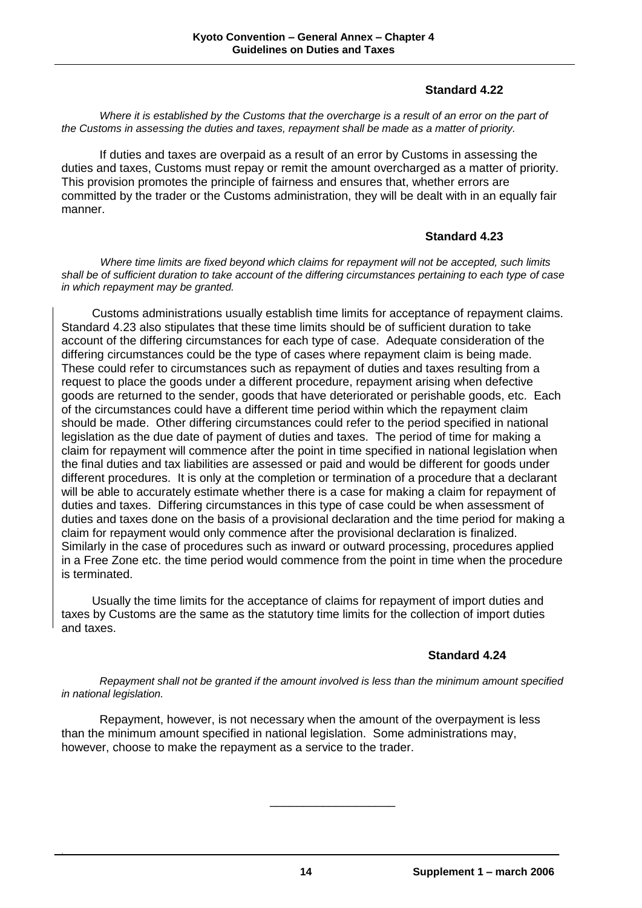### Standard 4.22

*Where it is established by the Customs that the overcharge is a result of an error on the part of the Customs in assessing the duties and taxes, repayment shall be made as a matter of priority.*

If duties and taxes are overpaid as a result of an error by Customs in assessing the duties and taxes, Customs must repay or remit the amount overcharged as a matter of priority. This provision promotes the principle of fairness and ensures that, whether errors are committed by the trader or the Customs administration, they will be dealt with in an equally fair manner.

### Standard 4.23

*Where time limits are fixed beyond which claims for repayment will not be accepted, such limits shall be of sufficient duration to take account of the differing circumstances pertaining to each type of case in which repayment may be granted.*

Customs administrations usually establish time limits for acceptance of repayment claims. Standard 4.23 also stipulates that these time limits should be of sufficient duration to take account of the differing circumstances for each type of case. Adequate consideration of the differing circumstances could be the type of cases where repayment claim is being made. These could refer to circumstances such as repayment of duties and taxes resulting from a request to place the goods under a different procedure, repayment arising when defective goods are returned to the sender, goods that have deteriorated or perishable goods, etc. Each of the circumstances could have a different time period within which the repayment claim should be made. Other differing circumstances could refer to the period specified in national legislation as the due date of payment of duties and taxes. The period of time for making a claim for repayment will commence after the point in time specified in national legislation when the final duties and tax liabilities are assessed or paid and would be different for goods under different procedures. It is only at the completion or termination of a procedure that a declarant will be able to accurately estimate whether there is a case for making a claim for repayment of duties and taxes. Differing circumstances in this type of case could be when assessment of duties and taxes done on the basis of a provisional declaration and the time period for making a claim for repayment would only commence after the provisional declaration is finalized. Similarly in the case of procedures such as inward or outward processing, procedures applied in a Free Zone etc. the time period would commence from the point in time when the procedure is terminated.

Usually the time limits for the acceptance of claims for repayment of import duties and taxes by Customs are the same as the statutory time limits for the collection of import duties and taxes.

### Standard 4.24

*Repayment shall not be granted if the amount involved is less than the minimum amount specified in national legislation.*

Repayment, however, is not necessary when the amount of the overpayment is less than the minimum amount specified in national legislation. Some administrations may, however, choose to make the repayment as a service to the trader.

---